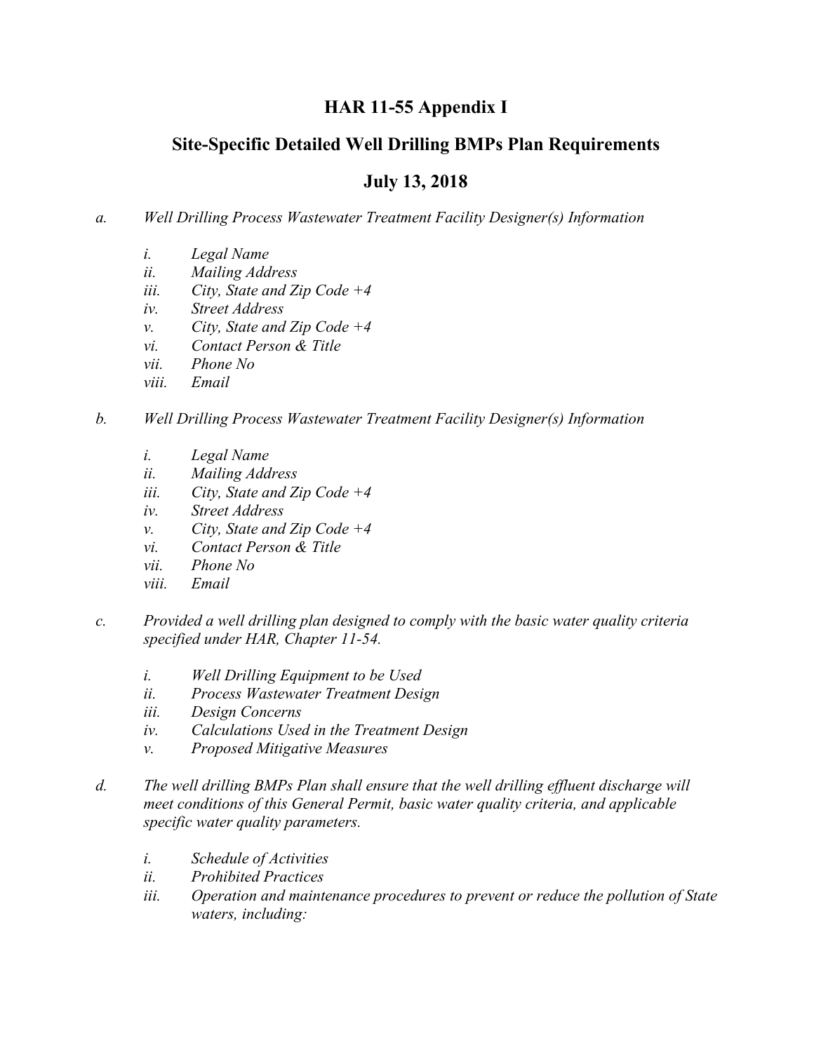# HAR 11-55 Appendix I

## Site-Specific Detailed Well Drilling BMPs Plan Requirements

## July 13, 2018

*a. Well Drilling Process Wastewater Treatment Facility Designer(s) Information*

- *i. Legal Name*
- *ii. Mailing Address*
- *iii. City, State and Zip Code +4*
- *iv. Street Address*
- *v. City, State and Zip Code +4*
- *vi. Contact Person & Title*
- *vii. Phone No*
- *viii. Email*

*b. Well Drilling Process Wastewater Treatment Facility Designer(s) Information*

- *i. Legal Name*
- *ii. Mailing Address*
- *iii. City, State and Zip Code +4*
- *iv. Street Address*
- *v. City, State and Zip Code +4*
- *vi. Contact Person & Title*
- *vii. Phone No*
- *viii. Email*

*c. Provided a well drilling plan designed to comply with the basic water quality criteria specified under HAR, Chapter 11-54.*

- *i. Well Drilling Equipment to be Used*
- *ii. Process Wastewater Treatment Design*
- *iii. Design Concerns*
- *iv. Calculations Used in the Treatment Design*
- *v. Proposed Mitigative Measures*

*d. The well drilling BMPs Plan shall ensure that the well drilling effluent discharge will meet conditions of this General Permit, basic water quality criteria, and applicable specific water quality parameters.*

- *i. Schedule of Activities*
- *ii. Prohibited Practices*
- *iii. Operation and maintenance procedures to prevent or reduce the pollution of State waters, including:*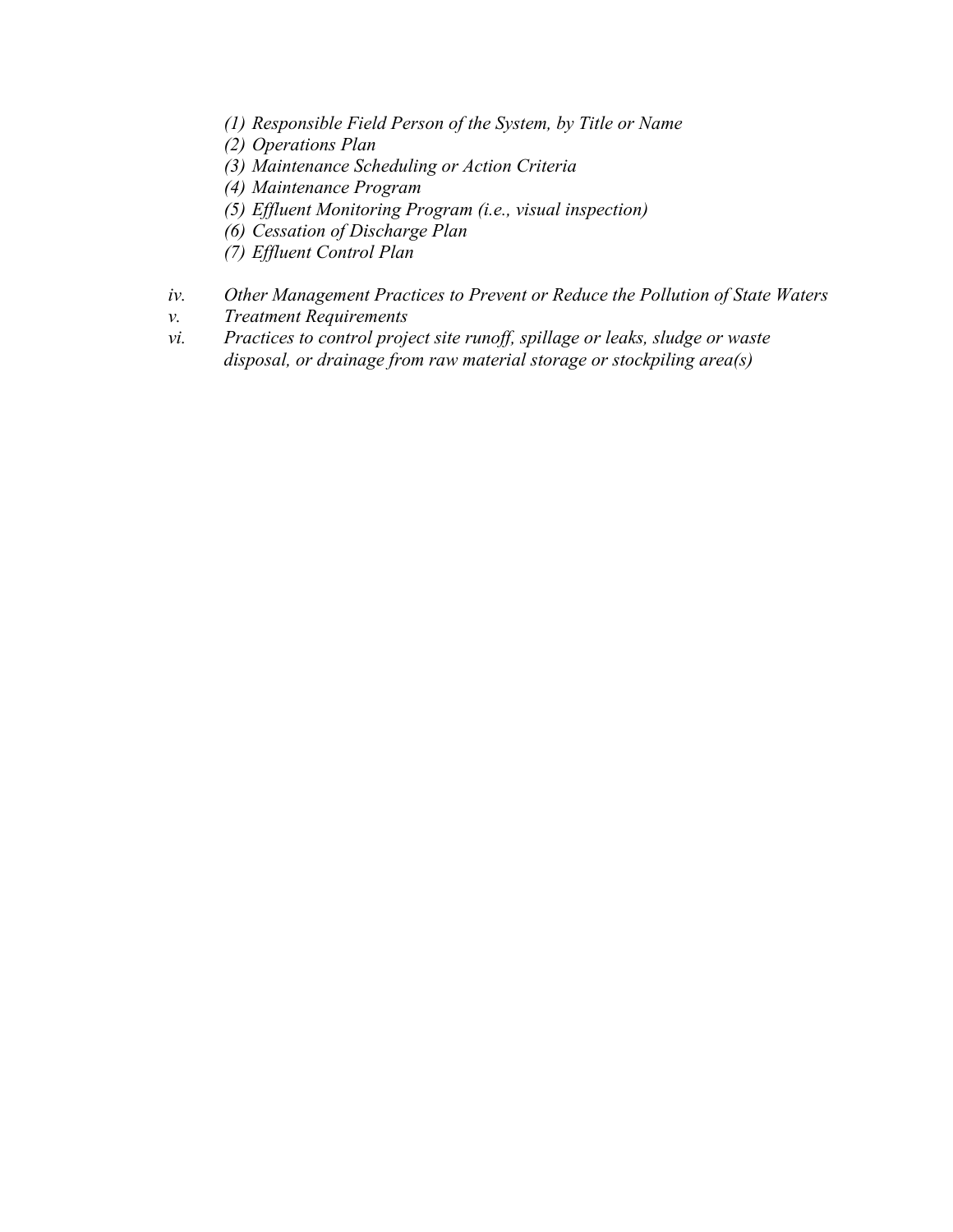*(1) Responsible Field Person of the System, by Title or Name*
*(2) Operations Plan*
*(3) Maintenance Scheduling or Action Criteria*
*(4) Maintenance Program*
*(5) Effluent Monitoring Program (i.e., visual inspection)*
*(6) Cessation of Discharge Plan*
*(7) Effluent Control Plan*

*iv. Other Management Practices to Prevent or Reduce the Pollution of State Waters*
*v. Treatment Requirements*
*vi. Practices to control project site runoff, spillage or leaks, sludge or waste disposal, or drainage from raw material storage or stockpiling area(s)*